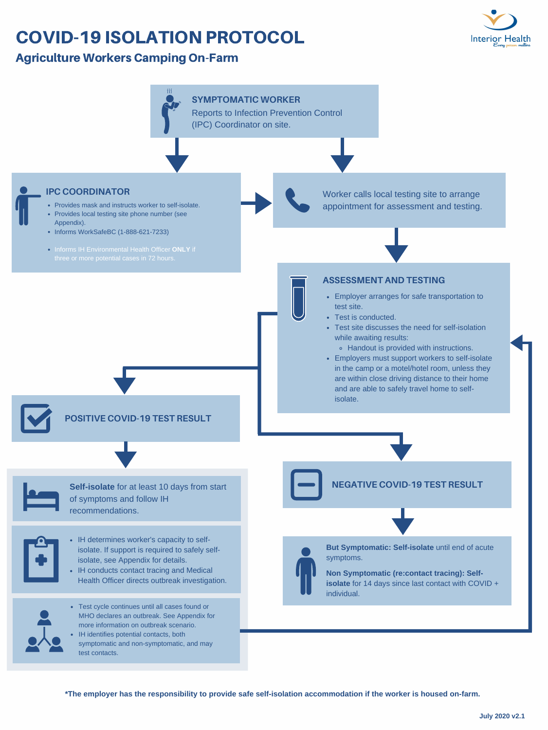# COVID-19 ISOLATION PROTOCOL

## Agriculture Workers Camping On-Farm

Interior Health
*Every person matters*

### SYMPTOMATIC WORKER

Reports to Infection Prevention Control (IPC) Coordinator on site.

### IPC COORDINATOR

- Provides mask and instructs worker to self-isolate.
- Provides local testing site phone number (see Appendix).
- Informs WorkSafeBC (1-888-621-7233)
- Informs IH Environmental Health Officer **ONLY** if three or more potential cases in 72 hours.

Worker calls local testing site to arrange appointment for assessment and testing.

### ASSESSMENT AND TESTING

- Employer arranges for safe transportation to test site.
- Test is conducted.
- Test site discusses the need for self-isolation while awaiting results:
  - Handout is provided with instructions.
- Employers must support workers to self-isolate in the camp or a motel/hotel room, unless they are within close driving distance to their home and are able to safely travel home to self-isolate.

### POSITIVE COVID-19 TEST RESULT

**Self-isolate** for at least 10 days from start of symptoms and follow IH recommendations.

- IH determines worker's capacity to self-isolate. If support is required to safely self-isolate, see Appendix for details.
- IH conducts contact tracing and Medical Health Officer directs outbreak investigation.

- Test cycle continues until all cases found or MHO declares an outbreak. See Appendix for more information on outbreak scenario.
- IH identifies potential contacts, both symptomatic and non-symptomatic, and may test contacts.

### NEGATIVE COVID-19 TEST RESULT

**But Symptomatic: Self-isolate** until end of acute symptoms.

**Non Symptomatic (re:contact tracing): Self-isolate** for 14 days since last contact with COVID + individual.

**\*The employer has the responsibility to provide safe self-isolation accommodation if the worker is housed on-farm.**

July 2020 v2.1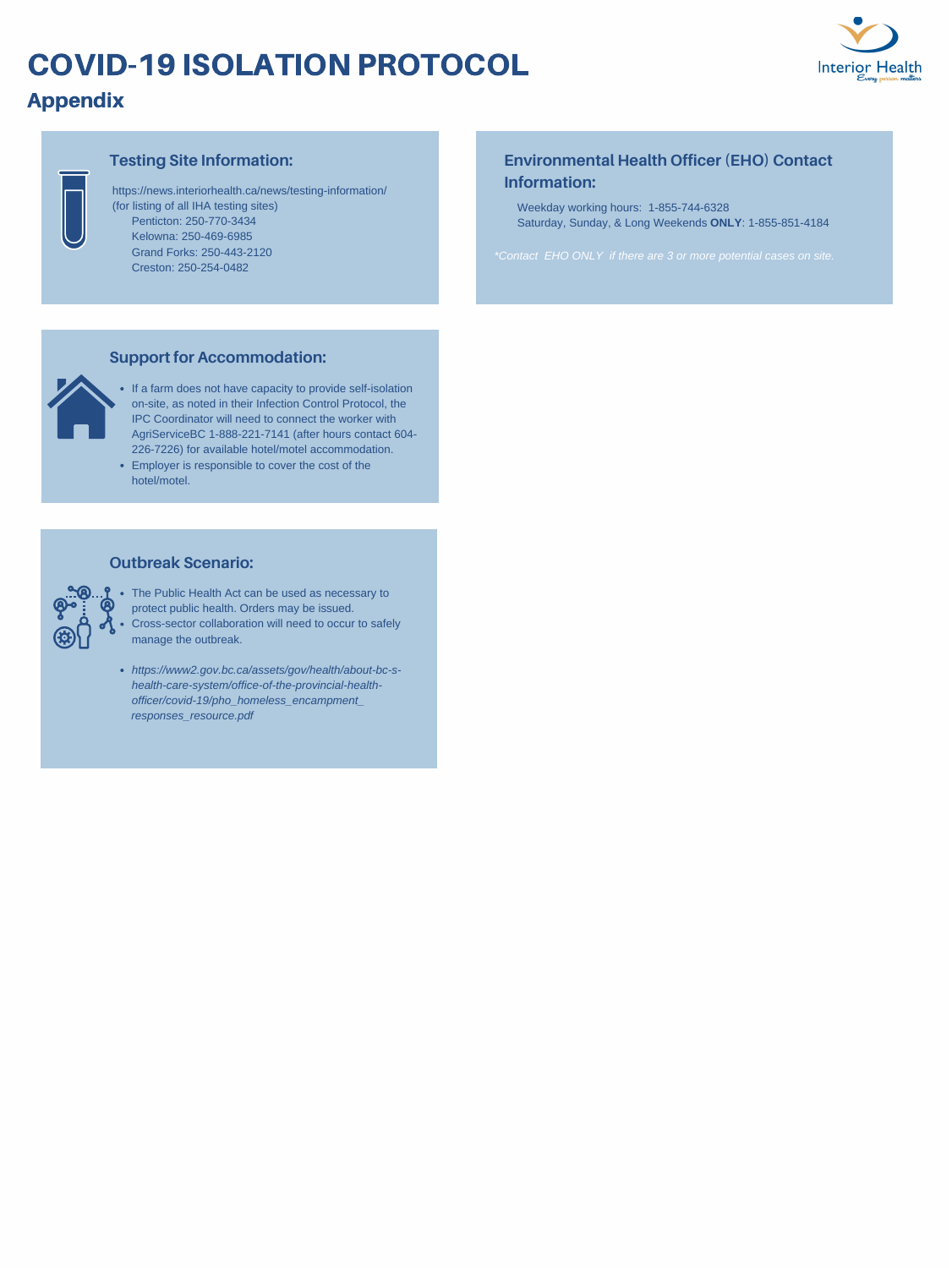# COVID-19 ISOLATION PROTOCOL

## Appendix

### Testing Site Information:

https://news.interiorhealth.ca/news/testing-information/
(for listing of all IHA testing sites)

Penticton: 250-770-3434
Kelowna: 250-469-6985
Grand Forks: 250-443-2120
Creston: 250-254-0482

### Environmental Health Officer (EHO) Contact Information:

Weekday working hours: 1-855-744-6328
Saturday, Sunday, & Long Weekends **ONLY**: 1-855-851-4184

*\*Contact EHO ONLY if there are 3 or more potential cases on site.*

### Support for Accommodation:

- If a farm does not have capacity to provide self-isolation on-site, as noted in their Infection Control Protocol, the IPC Coordinator will need to connect the worker with AgriServiceBC 1-888-221-7141 (after hours contact 604-226-7226) for available hotel/motel accommodation.
- Employer is responsible to cover the cost of the hotel/motel.

### Outbreak Scenario:

- The Public Health Act can be used as necessary to protect public health. Orders may be issued.
- Cross-sector collaboration will need to occur to safely manage the outbreak.

- *https://www2.gov.bc.ca/assets/gov/health/about-bc-s-health-care-system/office-of-the-provincial-health-officer/covid-19/pho_homeless_encampment_responses_resource.pdf*